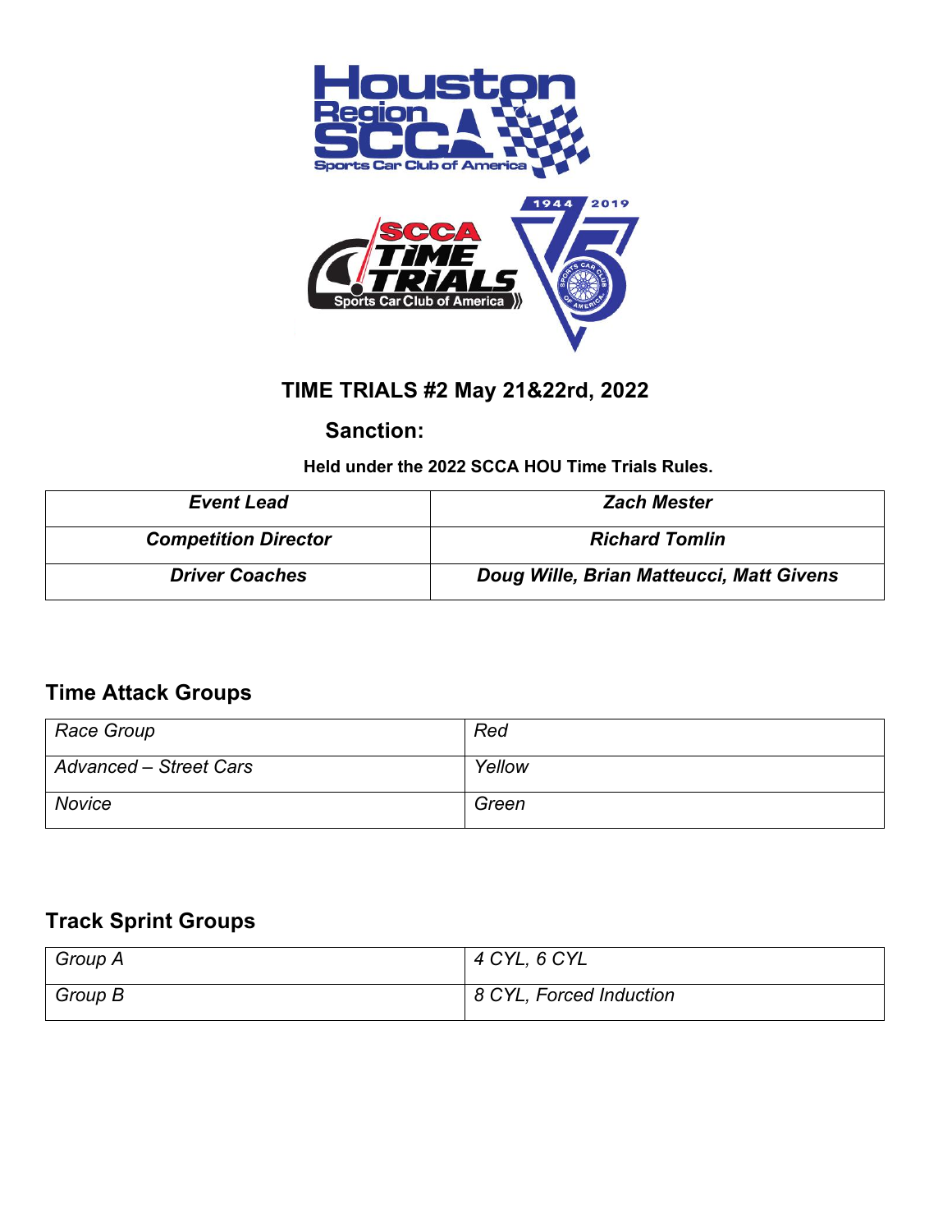# TIME TRIALS #2 May 21&22rd, 2022

## Sanction:

**Held under the 2022 SCCA HOU Time Trials Rules.**

| ***Event Lead*** | ***Zach Mester*** |
|---|---|
| ***Competition Director*** | ***Richard Tomlin*** |
| ***Driver Coaches*** | ***Doug Wille, Brian Matteucci, Matt Givens*** |

## Time Attack Groups

| *Race Group* | *Red* |
|---|---|
| *Advanced – Street Cars* | *Yellow* |
| *Novice* | *Green* |

## Track Sprint Groups

| *Group A* | *4 CYL, 6 CYL* |
|---|---|
| *Group B* | *8 CYL, Forced Induction* |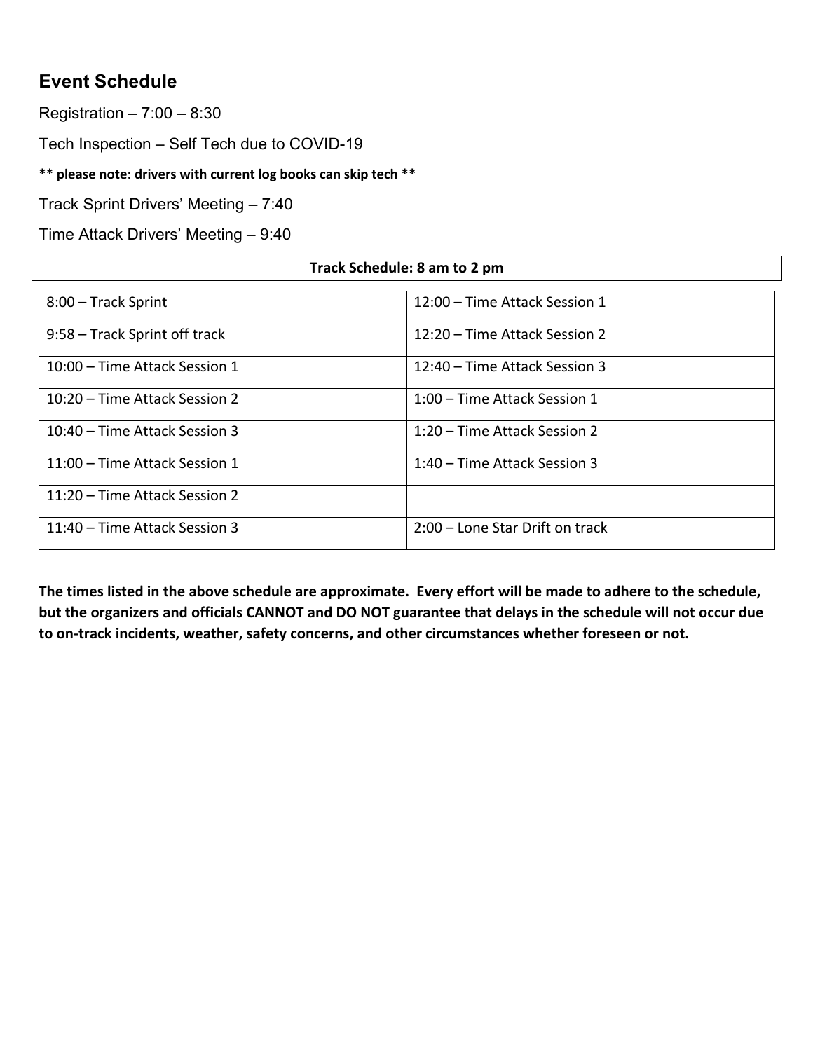## Event Schedule

Registration – 7:00 – 8:30

Tech Inspection – Self Tech due to COVID-19

**** please note: drivers with current log books can skip tech ****

Track Sprint Drivers' Meeting – 7:40

Time Attack Drivers' Meeting – 9:40

| Track Schedule: 8 am to 2 pm | |
|---|---|
| 8:00 – Track Sprint | 12:00 – Time Attack Session 1 |
| 9:58 – Track Sprint off track | 12:20 – Time Attack Session 2 |
| 10:00 – Time Attack Session 1 | 12:40 – Time Attack Session 3 |
| 10:20 – Time Attack Session 2 | 1:00 – Time Attack Session 1 |
| 10:40 – Time Attack Session 3 | 1:20 – Time Attack Session 2 |
| 11:00 – Time Attack Session 1 | 1:40 – Time Attack Session 3 |
| 11:20 – Time Attack Session 2 | |
| 11:40 – Time Attack Session 3 | 2:00 – Lone Star Drift on track |

**The times listed in the above schedule are approximate. Every effort will be made to adhere to the schedule, but the organizers and officials CANNOT and DO NOT guarantee that delays in the schedule will not occur due to on-track incidents, weather, safety concerns, and other circumstances whether foreseen or not.**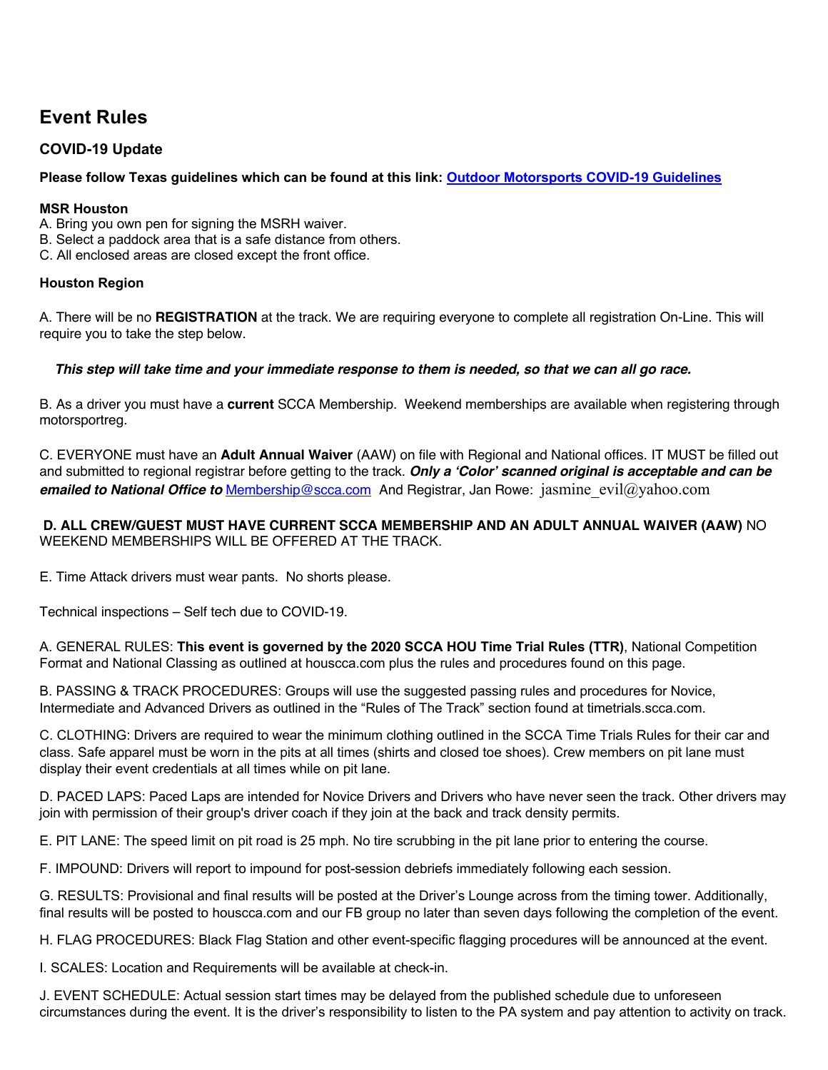## Event Rules

### COVID-19 Update

**Please follow Texas guidelines which can be found at this link: [Outdoor Motorsports COVID-19 Guidelines]()**

**MSR Houston**

A. Bring you own pen for signing the MSRH waiver.
B. Select a paddock area that is a safe distance from others.
C. All enclosed areas are closed except the front office.

**Houston Region**

A. There will be no **REGISTRATION** at the track. We are requiring everyone to complete all registration On-Line. This will require you to take the step below.

***This step will take time and your immediate response to them is needed, so that we can all go race.***

B. As a driver you must have a **current** SCCA Membership. Weekend memberships are available when registering through motorsportreg.

C. EVERYONE must have an **Adult Annual Waiver** (AAW) on file with Regional and National offices. IT MUST be filled out and submitted to regional registrar before getting to the track. ***Only a 'Color' scanned original is acceptable and can be emailed to National Office to*** Membership@scca.com And Registrar, Jan Rowe: jasmine_evil@yahoo.com

**D. ALL CREW/GUEST MUST HAVE CURRENT SCCA MEMBERSHIP AND AN ADULT ANNUAL WAIVER (AAW)** NO WEEKEND MEMBERSHIPS WILL BE OFFERED AT THE TRACK.

E. Time Attack drivers must wear pants. No shorts please.

Technical inspections – Self tech due to COVID-19.

A. GENERAL RULES: **This event is governed by the 2020 SCCA HOU Time Trial Rules (TTR)**, National Competition Format and National Classing as outlined at houscca.com plus the rules and procedures found on this page.

B. PASSING & TRACK PROCEDURES: Groups will use the suggested passing rules and procedures for Novice, Intermediate and Advanced Drivers as outlined in the "Rules of The Track" section found at timetrials.scca.com.

C. CLOTHING: Drivers are required to wear the minimum clothing outlined in the SCCA Time Trials Rules for their car and class. Safe apparel must be worn in the pits at all times (shirts and closed toe shoes). Crew members on pit lane must display their event credentials at all times while on pit lane.

D. PACED LAPS: Paced Laps are intended for Novice Drivers and Drivers who have never seen the track. Other drivers may join with permission of their group's driver coach if they join at the back and track density permits.

E. PIT LANE: The speed limit on pit road is 25 mph. No tire scrubbing in the pit lane prior to entering the course.

F. IMPOUND: Drivers will report to impound for post-session debriefs immediately following each session.

G. RESULTS: Provisional and final results will be posted at the Driver's Lounge across from the timing tower. Additionally, final results will be posted to houscca.com and our FB group no later than seven days following the completion of the event.

H. FLAG PROCEDURES: Black Flag Station and other event-specific flagging procedures will be announced at the event.

I. SCALES: Location and Requirements will be available at check-in.

J. EVENT SCHEDULE: Actual session start times may be delayed from the published schedule due to unforeseen circumstances during the event. It is the driver's responsibility to listen to the PA system and pay attention to activity on track.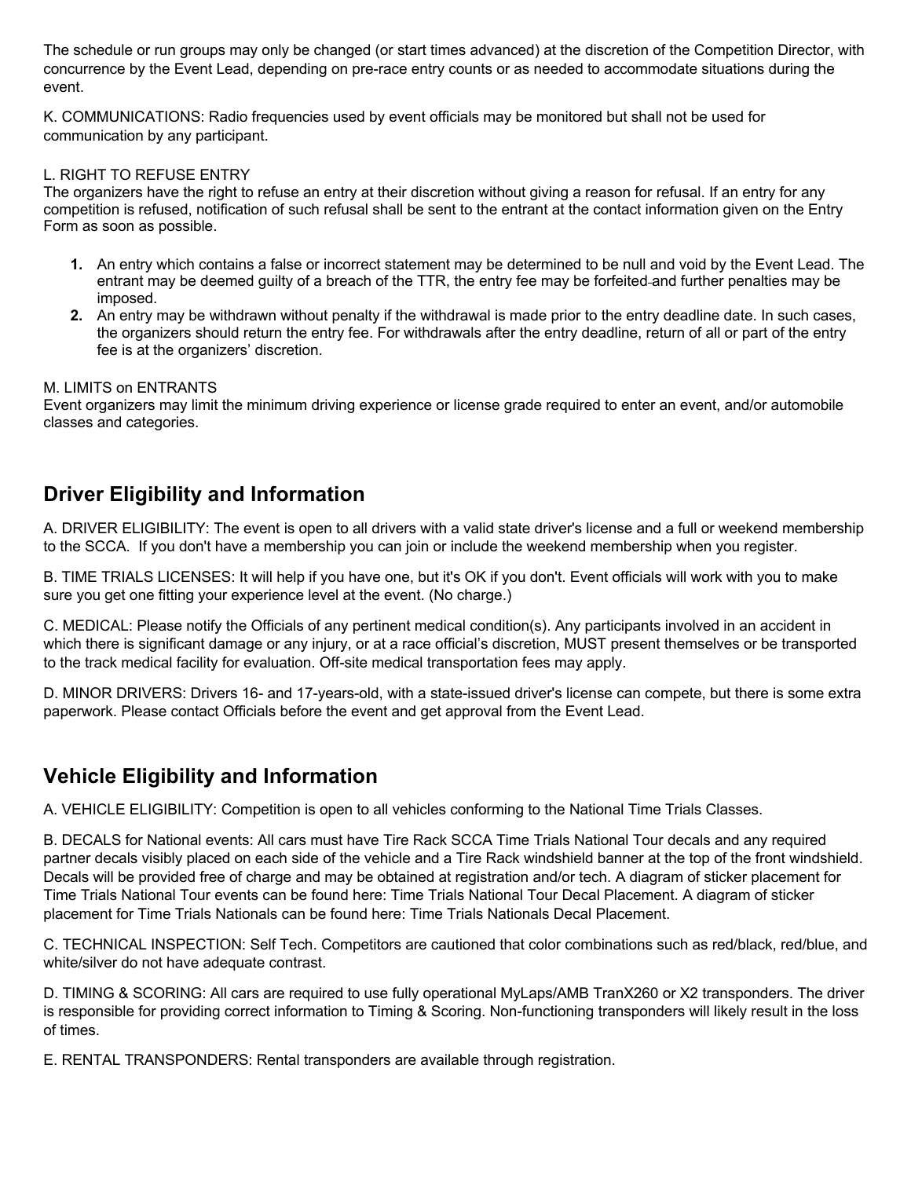The schedule or run groups may only be changed (or start times advanced) at the discretion of the Competition Director, with concurrence by the Event Lead, depending on pre-race entry counts or as needed to accommodate situations during the event.

K. COMMUNICATIONS: Radio frequencies used by event officials may be monitored but shall not be used for communication by any participant.

L. RIGHT TO REFUSE ENTRY
The organizers have the right to refuse an entry at their discretion without giving a reason for refusal. If an entry for any competition is refused, notification of such refusal shall be sent to the entrant at the contact information given on the Entry Form as soon as possible.

1. An entry which contains a false or incorrect statement may be determined to be null and void by the Event Lead. The entrant may be deemed guilty of a breach of the TTR, the entry fee may be forfeited and further penalties may be imposed.
2. An entry may be withdrawn without penalty if the withdrawal is made prior to the entry deadline date. In such cases, the organizers should return the entry fee. For withdrawals after the entry deadline, return of all or part of the entry fee is at the organizers' discretion.

M. LIMITS on ENTRANTS
Event organizers may limit the minimum driving experience or license grade required to enter an event, and/or automobile classes and categories.

## Driver Eligibility and Information

A. DRIVER ELIGIBILITY: The event is open to all drivers with a valid state driver's license and a full or weekend membership to the SCCA. If you don't have a membership you can join or include the weekend membership when you register.

B. TIME TRIALS LICENSES: It will help if you have one, but it's OK if you don't. Event officials will work with you to make sure you get one fitting your experience level at the event. (No charge.)

C. MEDICAL: Please notify the Officials of any pertinent medical condition(s). Any participants involved in an accident in which there is significant damage or any injury, or at a race official's discretion, MUST present themselves or be transported to the track medical facility for evaluation. Off-site medical transportation fees may apply.

D. MINOR DRIVERS: Drivers 16- and 17-years-old, with a state-issued driver's license can compete, but there is some extra paperwork. Please contact Officials before the event and get approval from the Event Lead.

## Vehicle Eligibility and Information

A. VEHICLE ELIGIBILITY: Competition is open to all vehicles conforming to the National Time Trials Classes.

B. DECALS for National events: All cars must have Tire Rack SCCA Time Trials National Tour decals and any required partner decals visibly placed on each side of the vehicle and a Tire Rack windshield banner at the top of the front windshield. Decals will be provided free of charge and may be obtained at registration and/or tech. A diagram of sticker placement for Time Trials National Tour events can be found here: Time Trials National Tour Decal Placement. A diagram of sticker placement for Time Trials Nationals can be found here: Time Trials Nationals Decal Placement.

C. TECHNICAL INSPECTION: Self Tech. Competitors are cautioned that color combinations such as red/black, red/blue, and white/silver do not have adequate contrast.

D. TIMING & SCORING: All cars are required to use fully operational MyLaps/AMB TranX260 or X2 transponders. The driver is responsible for providing correct information to Timing & Scoring. Non-functioning transponders will likely result in the loss of times.

E. RENTAL TRANSPONDERS: Rental transponders are available through registration.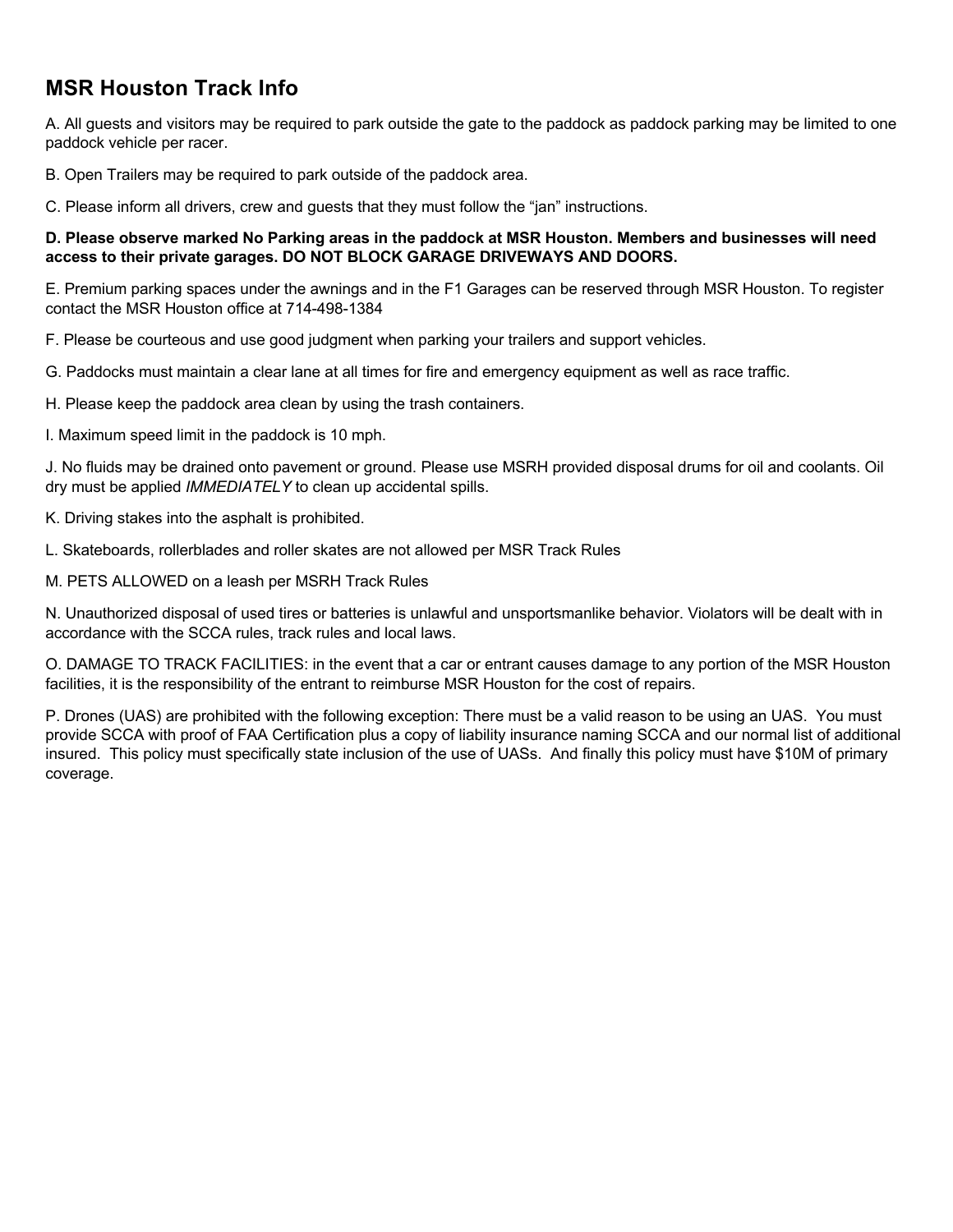## MSR Houston Track Info

A. All guests and visitors may be required to park outside the gate to the paddock as paddock parking may be limited to one paddock vehicle per racer.

B. Open Trailers may be required to park outside of the paddock area.

C. Please inform all drivers, crew and guests that they must follow the "jan" instructions.

**D. Please observe marked No Parking areas in the paddock at MSR Houston. Members and businesses will need access to their private garages. DO NOT BLOCK GARAGE DRIVEWAYS AND DOORS.**

E. Premium parking spaces under the awnings and in the F1 Garages can be reserved through MSR Houston. To register contact the MSR Houston office at 714-498-1384

F. Please be courteous and use good judgment when parking your trailers and support vehicles.

G. Paddocks must maintain a clear lane at all times for fire and emergency equipment as well as race traffic.

H. Please keep the paddock area clean by using the trash containers.

I. Maximum speed limit in the paddock is 10 mph.

J. No fluids may be drained onto pavement or ground. Please use MSRH provided disposal drums for oil and coolants. Oil dry must be applied *IMMEDIATELY* to clean up accidental spills.

K. Driving stakes into the asphalt is prohibited.

L. Skateboards, rollerblades and roller skates are not allowed per MSR Track Rules

M. PETS ALLOWED on a leash per MSRH Track Rules

N. Unauthorized disposal of used tires or batteries is unlawful and unsportsmanlike behavior. Violators will be dealt with in accordance with the SCCA rules, track rules and local laws.

O. DAMAGE TO TRACK FACILITIES: in the event that a car or entrant causes damage to any portion of the MSR Houston facilities, it is the responsibility of the entrant to reimburse MSR Houston for the cost of repairs.

P. Drones (UAS) are prohibited with the following exception: There must be a valid reason to be using an UAS. You must provide SCCA with proof of FAA Certification plus a copy of liability insurance naming SCCA and our normal list of additional insured. This policy must specifically state inclusion of the use of UASs. And finally this policy must have $10M of primary coverage.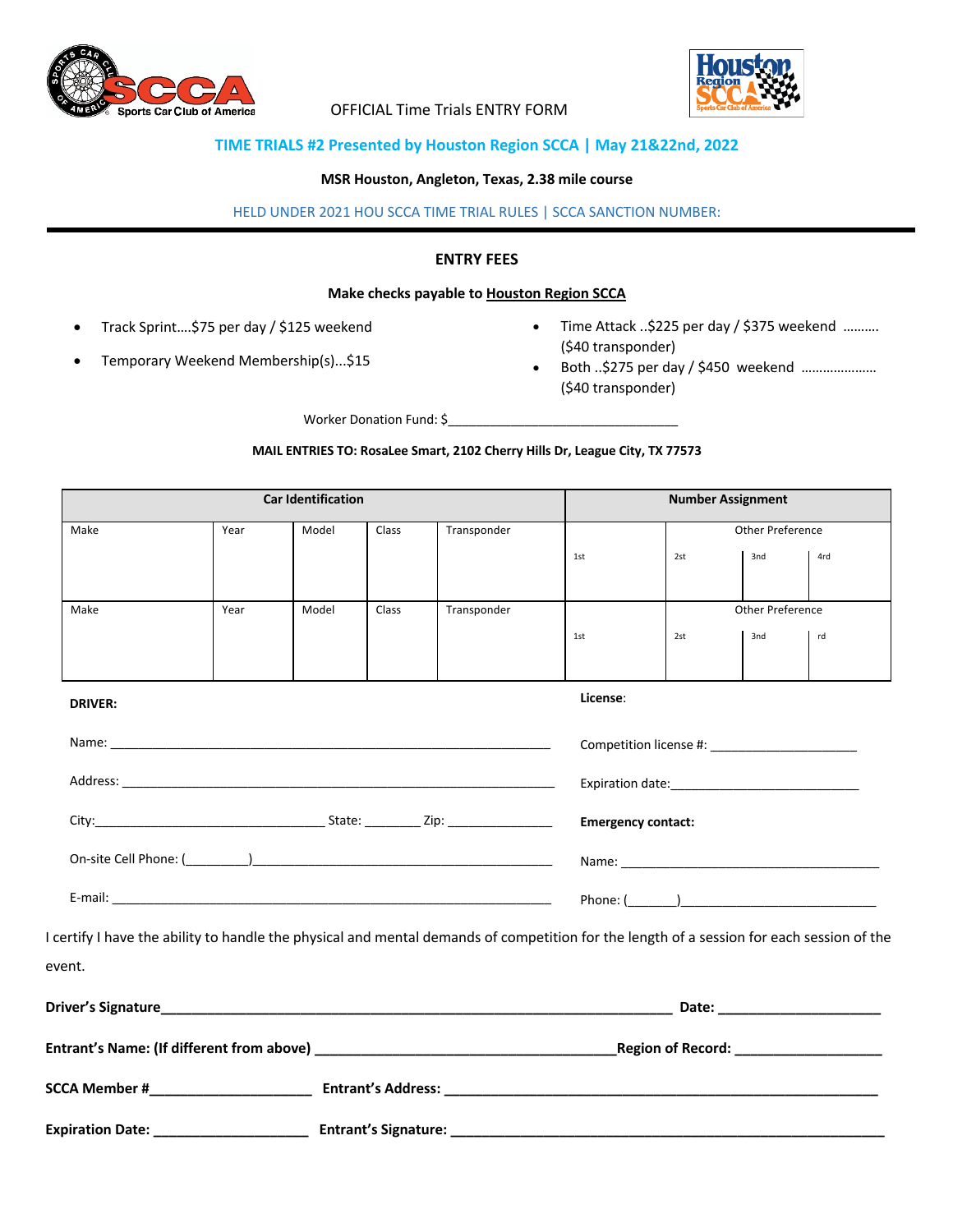OFFICIAL Time Trials ENTRY FORM

## TIME TRIALS #2 Presented by Houston Region SCCA | May 21&22nd, 2022

**MSR Houston, Angleton, Texas, 2.38 mile course**

HELD UNDER 2021 HOU SCCA TIME TRIAL RULES | SCCA SANCTION NUMBER:

### ENTRY FEES

**Make checks payable to Houston Region SCCA**

- Track Sprint….$75 per day / $125 weekend
- Temporary Weekend Membership(s)...$15
- Time Attack ..$225 per day / $375 weekend ………. ($40 transponder)
- Both ..$275 per day / $450 weekend ………………… ($40 transponder)

Worker Donation Fund: $________________________________

**MAIL ENTRIES TO: RosaLee Smart, 2102 Cherry Hills Dr, League City, TX 77573**

| Car Identification | | | | | Number Assignment | | | |
|---|---|---|---|---|---|---|---|---|
| Make | Year | Model | Class | Transponder | | Other Preference | | |
| | | | | | 1st | 2st | 3nd | 4rd |
| Make | Year | Model | Class | Transponder | | Other Preference | | |
| | | | | | 1st | 2st | 3nd | rd |

**DRIVER:**

Name: ______________________________________________________________

Address: ____________________________________________________________

City:_________________________________ State: ________ Zip: _______________

On-site Cell Phone: (_________)___________________________________________

E-mail: ______________________________________________________________

**License**:

Competition license #: _____________________

Expiration date:___________________________

**Emergency contact:**

Name: _____________________________________

Phone: (_______)____________________________

I certify I have the ability to handle the physical and mental demands of competition for the length of a session for each session of the event.

**Driver's Signature**_________________________________________________________________ **Date:** _____________________

**Entrant's Name: (If different from above)** _______________________________________**Region of Record:** ___________________

**SCCA Member #**_____________________ **Entrant's Address:** __________________________________________________________

**Expiration Date:** ____________________ **Entrant's Signature:** ________________________________________________________